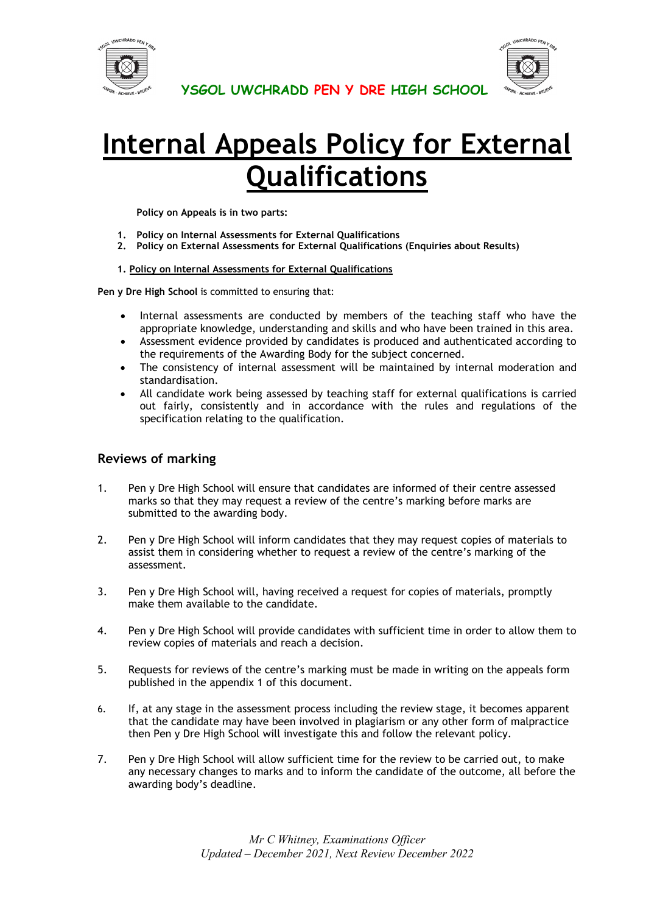YSGOL UWCHRADD PEN Y DRE HIGH SCHOOL

# Internal Appeals Policy for External Qualifications

**Policy on Appeals is in two parts:**

1. **Policy on Internal Assessments for External Qualifications**
2. **Policy on External Assessments for External Qualifications (Enquiries about Results)**

**1. Policy on Internal Assessments for External Qualifications**

**Pen y Dre High School** is committed to ensuring that:

- Internal assessments are conducted by members of the teaching staff who have the appropriate knowledge, understanding and skills and who have been trained in this area.
- Assessment evidence provided by candidates is produced and authenticated according to the requirements of the Awarding Body for the subject concerned.
- The consistency of internal assessment will be maintained by internal moderation and standardisation.
- All candidate work being assessed by teaching staff for external qualifications is carried out fairly, consistently and in accordance with the rules and regulations of the specification relating to the qualification.

## Reviews of marking

1. Pen y Dre High School will ensure that candidates are informed of their centre assessed marks so that they may request a review of the centre's marking before marks are submitted to the awarding body.

2. Pen y Dre High School will inform candidates that they may request copies of materials to assist them in considering whether to request a review of the centre's marking of the assessment.

3. Pen y Dre High School will, having received a request for copies of materials, promptly make them available to the candidate.

4. Pen y Dre High School will provide candidates with sufficient time in order to allow them to review copies of materials and reach a decision.

5. Requests for reviews of the centre's marking must be made in writing on the appeals form published in the appendix 1 of this document.

6. If, at any stage in the assessment process including the review stage, it becomes apparent that the candidate may have been involved in plagiarism or any other form of malpractice then Pen y Dre High School will investigate this and follow the relevant policy.

7. Pen y Dre High School will allow sufficient time for the review to be carried out, to make any necessary changes to marks and to inform the candidate of the outcome, all before the awarding body's deadline.

*Mr C Whitney, Examinations Officer*
*Updated – December 2021, Next Review December 2022*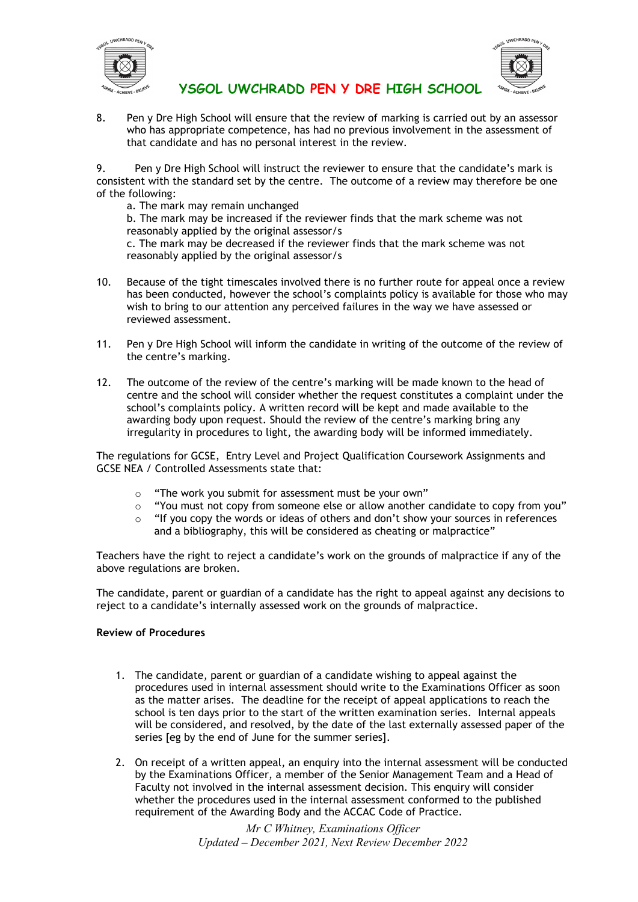8. Pen y Dre High School will ensure that the review of marking is carried out by an assessor who has appropriate competence, has had no previous involvement in the assessment of that candidate and has no personal interest in the review.

9. Pen y Dre High School will instruct the reviewer to ensure that the candidate's mark is consistent with the standard set by the centre. The outcome of a review may therefore be one of the following:
   a. The mark may remain unchanged
   b. The mark may be increased if the reviewer finds that the mark scheme was not reasonably applied by the original assessor/s
   c. The mark may be decreased if the reviewer finds that the mark scheme was not reasonably applied by the original assessor/s

10. Because of the tight timescales involved there is no further route for appeal once a review has been conducted, however the school's complaints policy is available for those who may wish to bring to our attention any perceived failures in the way we have assessed or reviewed assessment.

11. Pen y Dre High School will inform the candidate in writing of the outcome of the review of the centre's marking.

12. The outcome of the review of the centre's marking will be made known to the head of centre and the school will consider whether the request constitutes a complaint under the school's complaints policy. A written record will be kept and made available to the awarding body upon request. Should the review of the centre's marking bring any irregularity in procedures to light, the awarding body will be informed immediately.

The regulations for GCSE, Entry Level and Project Qualification Coursework Assignments and GCSE NEA / Controlled Assessments state that:

- "The work you submit for assessment must be your own"
- "You must not copy from someone else or allow another candidate to copy from you"
- "If you copy the words or ideas of others and don't show your sources in references and a bibliography, this will be considered as cheating or malpractice"

Teachers have the right to reject a candidate's work on the grounds of malpractice if any of the above regulations are broken.

The candidate, parent or guardian of a candidate has the right to appeal against any decisions to reject to a candidate's internally assessed work on the grounds of malpractice.

**Review of Procedures**

1. The candidate, parent or guardian of a candidate wishing to appeal against the procedures used in internal assessment should write to the Examinations Officer as soon as the matter arises. The deadline for the receipt of appeal applications to reach the school is ten days prior to the start of the written examination series. Internal appeals will be considered, and resolved, by the date of the last externally assessed paper of the series [eg by the end of June for the summer series].

2. On receipt of a written appeal, an enquiry into the internal assessment will be conducted by the Examinations Officer, a member of the Senior Management Team and a Head of Faculty not involved in the internal assessment decision. This enquiry will consider whether the procedures used in the internal assessment conformed to the published requirement of the Awarding Body and the ACCAC Code of Practice.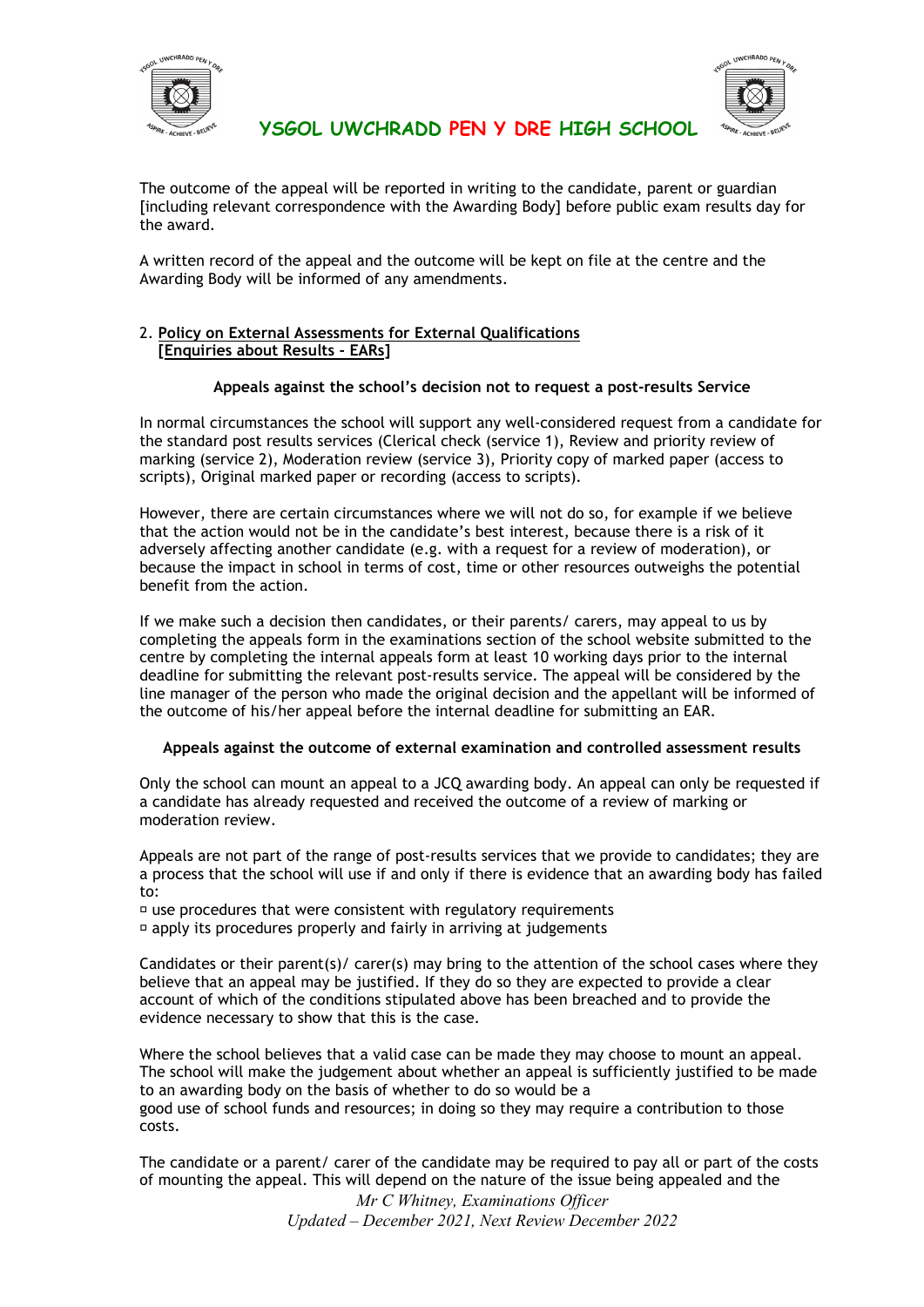The outcome of the appeal will be reported in writing to the candidate, parent or guardian [including relevant correspondence with the Awarding Body] before public exam results day for the award.

A written record of the appeal and the outcome will be kept on file at the centre and the Awarding Body will be informed of any amendments.

## 2. Policy on External Assessments for External Qualifications [Enquiries about Results - EARs]

### Appeals against the school's decision not to request a post-results Service

In normal circumstances the school will support any well-considered request from a candidate for the standard post results services (Clerical check (service 1), Review and priority review of marking (service 2), Moderation review (service 3), Priority copy of marked paper (access to scripts), Original marked paper or recording (access to scripts).

However, there are certain circumstances where we will not do so, for example if we believe that the action would not be in the candidate's best interest, because there is a risk of it adversely affecting another candidate (e.g. with a request for a review of moderation), or because the impact in school in terms of cost, time or other resources outweighs the potential benefit from the action.

If we make such a decision then candidates, or their parents/ carers, may appeal to us by completing the appeals form in the examinations section of the school website submitted to the centre by completing the internal appeals form at least 10 working days prior to the internal deadline for submitting the relevant post-results service. The appeal will be considered by the line manager of the person who made the original decision and the appellant will be informed of the outcome of his/her appeal before the internal deadline for submitting an EAR.

### Appeals against the outcome of external examination and controlled assessment results

Only the school can mount an appeal to a JCQ awarding body. An appeal can only be requested if a candidate has already requested and received the outcome of a review of marking or moderation review.

Appeals are not part of the range of post-results services that we provide to candidates; they are a process that the school will use if and only if there is evidence that an awarding body has failed to:

- use procedures that were consistent with regulatory requirements
- apply its procedures properly and fairly in arriving at judgements

Candidates or their parent(s)/ carer(s) may bring to the attention of the school cases where they believe that an appeal may be justified. If they do so they are expected to provide a clear account of which of the conditions stipulated above has been breached and to provide the evidence necessary to show that this is the case.

Where the school believes that a valid case can be made they may choose to mount an appeal. The school will make the judgement about whether an appeal is sufficiently justified to be made to an awarding body on the basis of whether to do so would be a good use of school funds and resources; in doing so they may require a contribution to those costs.

The candidate or a parent/ carer of the candidate may be required to pay all or part of the costs of mounting the appeal. This will depend on the nature of the issue being appealed and the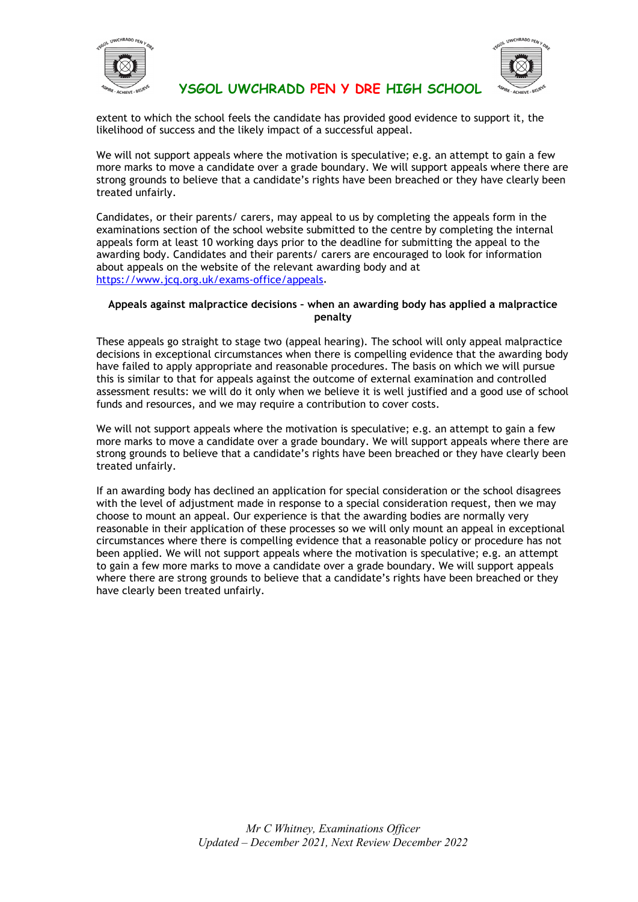extent to which the school feels the candidate has provided good evidence to support it, the likelihood of success and the likely impact of a successful appeal.

We will not support appeals where the motivation is speculative; e.g. an attempt to gain a few more marks to move a candidate over a grade boundary. We will support appeals where there are strong grounds to believe that a candidate's rights have been breached or they have clearly been treated unfairly.

Candidates, or their parents/ carers, may appeal to us by completing the appeals form in the examinations section of the school website submitted to the centre by completing the internal appeals form at least 10 working days prior to the deadline for submitting the appeal to the awarding body. Candidates and their parents/ carers are encouraged to look for information about appeals on the website of the relevant awarding body and at https://www.jcq.org.uk/exams-office/appeals.

**Appeals against malpractice decisions – when an awarding body has applied a malpractice penalty**

These appeals go straight to stage two (appeal hearing). The school will only appeal malpractice decisions in exceptional circumstances when there is compelling evidence that the awarding body have failed to apply appropriate and reasonable procedures. The basis on which we will pursue this is similar to that for appeals against the outcome of external examination and controlled assessment results: we will do it only when we believe it is well justified and a good use of school funds and resources, and we may require a contribution to cover costs.

We will not support appeals where the motivation is speculative; e.g. an attempt to gain a few more marks to move a candidate over a grade boundary. We will support appeals where there are strong grounds to believe that a candidate's rights have been breached or they have clearly been treated unfairly.

If an awarding body has declined an application for special consideration or the school disagrees with the level of adjustment made in response to a special consideration request, then we may choose to mount an appeal. Our experience is that the awarding bodies are normally very reasonable in their application of these processes so we will only mount an appeal in exceptional circumstances where there is compelling evidence that a reasonable policy or procedure has not been applied. We will not support appeals where the motivation is speculative; e.g. an attempt to gain a few more marks to move a candidate over a grade boundary. We will support appeals where there are strong grounds to believe that a candidate's rights have been breached or they have clearly been treated unfairly.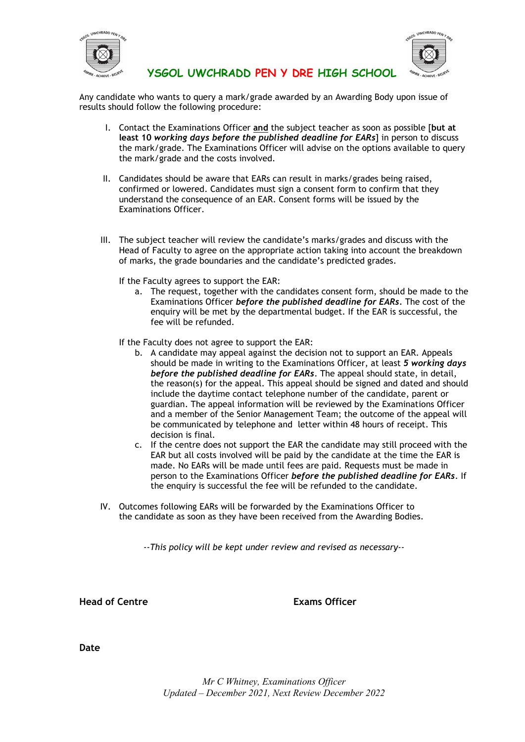# YSGOL UWCHRADD PEN Y DRE HIGH SCHOOL

Any candidate who wants to query a mark/grade awarded by an Awarding Body upon issue of results should follow the following procedure:

I. Contact the Examinations Officer **and** the subject teacher as soon as possible [**but at least 10 *working days before the published deadline for EARs***] in person to discuss the mark/grade. The Examinations Officer will advise on the options available to query the mark/grade and the costs involved.

II. Candidates should be aware that EARs can result in marks/grades being raised, confirmed or lowered. Candidates must sign a consent form to confirm that they understand the consequence of an EAR. Consent forms will be issued by the Examinations Officer.

III. The subject teacher will review the candidate's marks/grades and discuss with the Head of Faculty to agree on the appropriate action taking into account the breakdown of marks, the grade boundaries and the candidate's predicted grades.

If the Faculty agrees to support the EAR:

a. The request, together with the candidates consent form, should be made to the Examinations Officer ***before the published deadline for EARs***. The cost of the enquiry will be met by the departmental budget. If the EAR is successful, the fee will be refunded.

If the Faculty does not agree to support the EAR:

b. A candidate may appeal against the decision not to support an EAR. Appeals should be made in writing to the Examinations Officer, at least ***5 working days before the published deadline for EARs***. The appeal should state, in detail, the reason(s) for the appeal. This appeal should be signed and dated and should include the daytime contact telephone number of the candidate, parent or guardian. The appeal information will be reviewed by the Examinations Officer and a member of the Senior Management Team; the outcome of the appeal will be communicated by telephone and letter within 48 hours of receipt. This decision is final.

c. If the centre does not support the EAR the candidate may still proceed with the EAR but all costs involved will be paid by the candidate at the time the EAR is made. No EARs will be made until fees are paid. Requests must be made in person to the Examinations Officer ***before the published deadline for EARs***. If the enquiry is successful the fee will be refunded to the candidate.

IV. Outcomes following EARs will be forwarded by the Examinations Officer to the candidate as soon as they have been received from the Awarding Bodies.

*--This policy will be kept under review and revised as necessary--*

**Head of Centre** **Exams Officer**

**Date**

*Mr C Whitney, Examinations Officer*
*Updated – December 2021, Next Review December 2022*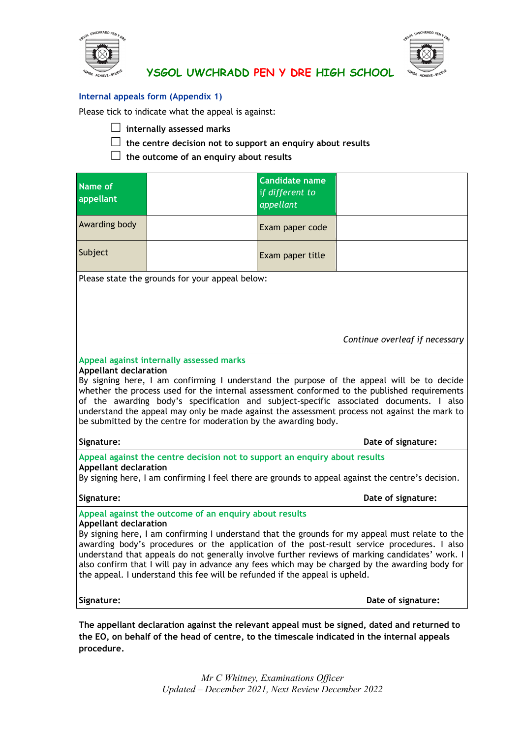# YSGOL UWCHRADD PEN Y DRE HIGH SCHOOL

## Internal appeals form (Appendix 1)

Please tick to indicate what the appeal is against:

- ☐ **internally assessed marks**
- ☐ **the centre decision not to support an enquiry about results**
- ☐ **the outcome of an enquiry about results**

| Name of appellant | | Candidate name *if different to appellant* | |
|---|---|---|---|
| Awarding body | | Exam paper code | |
| Subject | | Exam paper title | |

Please state the grounds for your appeal below:

*Continue overleaf if necessary*

### Appeal against internally assessed marks

**Appellant declaration**

By signing here, I am confirming I understand the purpose of the appeal will be to decide whether the process used for the internal assessment conformed to the published requirements of the awarding body's specification and subject-specific associated documents. I also understand the appeal may only be made against the assessment process not against the mark to be submitted by the centre for moderation by the awarding body.

**Signature:** **Date of signature:**

### Appeal against the centre decision not to support an enquiry about results

**Appellant declaration**

By signing here, I am confirming I feel there are grounds to appeal against the centre's decision.

**Signature:** **Date of signature:**

### Appeal against the outcome of an enquiry about results

**Appellant declaration**

By signing here, I am confirming I understand that the grounds for my appeal must relate to the awarding body's procedures or the application of the post-result service procedures. I also understand that appeals do not generally involve further reviews of marking candidates' work. I also confirm that I will pay in advance any fees which may be charged by the awarding body for the appeal. I understand this fee will be refunded if the appeal is upheld.

**Signature:** **Date of signature:**

**The appellant declaration against the relevant appeal must be signed, dated and returned to the EO, on behalf of the head of centre, to the timescale indicated in the internal appeals procedure.**

*Mr C Whitney, Examinations Officer*
*Updated – December 2021, Next Review December 2022*